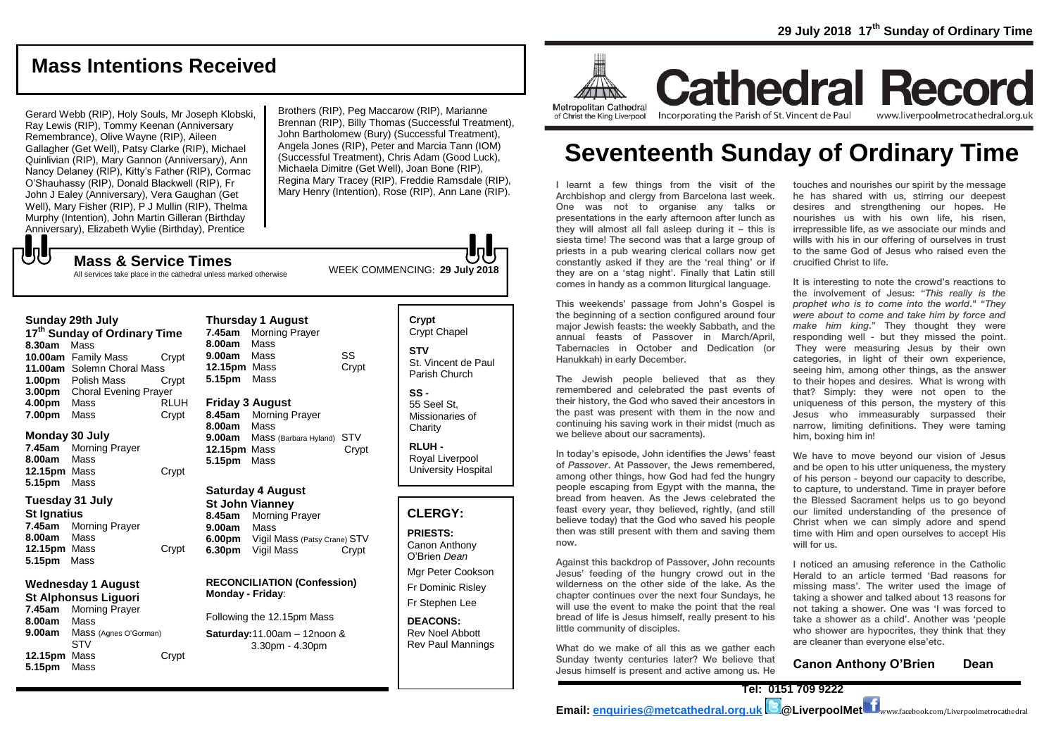# Mass Intentions Received

Gerard Webb (RIP), Holy Souls, Mr Joseph Klobski, Ray Lewis (RIP), Tommy Keenan (Anniversary Remembrance), Olive Wayne (RIP), Aileen Gallagher (Get Well), Patsy Clarke (RIP), Michael Quinlivian (RIP), Mary Gannon (Anniversary), Ann Nancy Delaney (RIP), Kitty's Father (RIP), Cormac O'Shauhassy (RIP), Donald Blackwell (RIP), Fr John J Ealey (Anniversary), Vera Gaughan (Get Well), Mary Fisher (RIP), P J Mullin (RIP), Thelma Murphy (Intention), John Martin Gilleran (Birthday Anniversary), Elizabeth Wylie (Birthday), Prentice Brothers (RIP), Peg Maccarow (RIP), Marianne Brennan (RIP), Billy Thomas (Successful Treatment), John Bartholomew (Bury) (Successful Treatment), Angela Jones (RIP), Peter and Marcia Tann (IOM) (Successful Treatment), Chris Adam (Good Luck), Michaela Dimitre (Get Well), Joan Bone (RIP), Regina Mary Tracey (RIP), Freddie Ramsdale (RIP), Mary Henry (Intention), Rose (RIP), Ann Lane (RIP).

## Mass & Service Times

All services take place in the cathedral unless marked otherwise

WEEK COMMENCING: **29 July 2018**

### Sunday 29th July
**17th Sunday of Ordinary Time**

| | | |
|---|---|---|
| **8.30am** | Mass | |
| **10.00am** | Family Mass | Crypt |
| **11.00am** | Solemn Choral Mass | |
| **1.00pm** | Polish Mass | Crypt |
| **3.00pm** | Choral Evening Prayer | |
| **4.00pm** | Mass | RLUH |
| **7.00pm** | Mass | Crypt |

### Monday 30 July

| | | |
|---|---|---|
| **7.45am** | Morning Prayer | |
| **8.00am** | Mass | |
| **12.15pm** | Mass | Crypt |
| **5.15pm** | Mass | |

### Tuesday 31 July
**St Ignatius**

| | | |
|---|---|---|
| **7.45am** | Morning Prayer | |
| **8.00am** | Mass | |
| **12.15pm** | Mass | Crypt |
| **5.15pm** | Mass | |

### Wednesday 1 August
**St Alphonsus Liguori**

| | | |
|---|---|---|
| **7.45am** | Morning Prayer | |
| **8.00am** | Mass | |
| **9.00am** | Mass (Agnes O'Gorman) | STV |
| **12.15pm** | Mass | Crypt |
| **5.15pm** | Mass | |

### Thursday 1 August

| | | |
|---|---|---|
| **7.45am** | Morning Prayer | |
| **8.00am** | Mass | |
| **9.00am** | Mass | SS |
| **12.15pm** | Mass | Crypt |
| **5.15pm** | Mass | |

### Friday 3 August

| | | |
|---|---|---|
| **8.45am** | Morning Prayer | |
| **8.00am** | Mass | |
| **9.00am** | Mass (Barbara Hyland) | STV |
| **12.15pm** | Mass | Crypt |
| **5.15pm** | Mass | |

### Saturday 4 August
**St John Vianney**

| | | |
|---|---|---|
| **8.45am** | Morning Prayer | |
| **9.00am** | Mass | |
| **6.00pm** | Vigil Mass (Patsy Crane) | STV |
| **6.30pm** | Vigil Mass | Crypt |

**RECONCILIATION (Confession)**
**Monday - Friday**:

Following the 12.15pm Mass

**Saturday:** 11.00am – 12noon & 3.30pm - 4.30pm

**Crypt**
Crypt Chapel

**STV**
St. Vincent de Paul Parish Church

**SS -**
55 Seel St, Missionaries of Charity

**RLUH -**
Royal Liverpool University Hospital

## CLERGY:

**PRIESTS:**
Canon Anthony O'Brien *Dean*
Mgr Peter Cookson
Fr Dominic Risley
Fr Stephen Lee

**DEACONS:**
Rev Noel Abbott
Rev Paul Mannings

---

**29 July 2018 17th Sunday of Ordinary Time**

Metropolitan Cathedral of Christ the King Liverpool

# Cathedral Record

Incorporating the Parish of St. Vincent de Paul    www.liverpoolmetrocathedral.org.uk

# Seventeenth Sunday of Ordinary Time

I learnt a few things from the visit of the Archbishop and clergy from Barcelona last week. One was not to organise any talks or presentations in the early afternoon after lunch as they will almost all fall asleep during it – this is siesta time! The second was that a large group of priests in a pub wearing clerical collars now get constantly asked if they are the 'real thing' or if they are on a 'stag night'. Finally that Latin still comes in handy as a common liturgical language.

This weekends' passage from John's Gospel is the beginning of a section configured around four major Jewish feasts: the weekly Sabbath, and the annual feasts of Passover in March/April, Tabernacles in October and Dedication (or Hanukkah) in early December.

The Jewish people believed that as they remembered and celebrated the past events of their history, the God who saved their ancestors in the past was present with them in the now and continuing his saving work in their midst (much as we believe about our sacraments).

In today's episode, John identifies the Jews' feast of *Passover*. At Passover, the Jews remembered, among other things, how God had fed the hungry people escaping from Egypt with the manna, the bread from heaven. As the Jews celebrated the feast every year, they believed, rightly, (and still believe today) that the God who saved his people then was still present with them and saving them now.

Against this backdrop of Passover, John recounts Jesus' feeding of the hungry crowd out in the wilderness on the other side of the lake. As the chapter continues over the next four Sundays, he will use the event to make the point that the real bread of life is Jesus himself, really present to his little community of disciples.

What do we make of all this as we gather each Sunday twenty centuries later? We believe that Jesus himself is present and active among us. He touches and nourishes our spirit by the message he has shared with us, stirring our deepest desires and strengthening our hopes. He nourishes us with his own life, his risen, irrepressible life, as we associate our minds and wills with his in our offering of ourselves in trust to the same God of Jesus who raised even the crucified Christ to life.

It is interesting to note the crowd's reactions to the involvement of Jesus: "*This really is the prophet who is to come into the world*." "*They were about to come and take him by force and make him king*." They thought they were responding well - but they missed the point. They were measuring Jesus by their own categories, in light of their own experience, seeing him, among other things, as the answer to their hopes and desires. What is wrong with that? Simply: they were not open to the uniqueness of this person, the mystery of this Jesus who immeasurably surpassed their narrow, limiting definitions. They were taming him, boxing him in!

We have to move beyond our vision of Jesus and be open to his utter uniqueness, the mystery of his person - beyond our capacity to describe, to capture, to understand. Time in prayer before the Blessed Sacrament helps us to go beyond our limited understanding of the presence of Christ when we can simply adore and spend time with Him and open ourselves to accept His will for us.

I noticed an amusing reference in the Catholic Herald to an article termed 'Bad reasons for missing mass'. The writer used the image of taking a shower and talked about 13 reasons for not taking a shower. One was 'I was forced to take a shower as a child'. Another was 'people who shower are hypocrites, they think that they are cleaner than everyone else'etc.

**Canon Anthony O'Brien    Dean**

**Tel: 0151 709 9222**

**Email: enquiries@metcathedral.org.uk @LiverpoolMet** www.facebook.com/Liverpoolmetrocathedral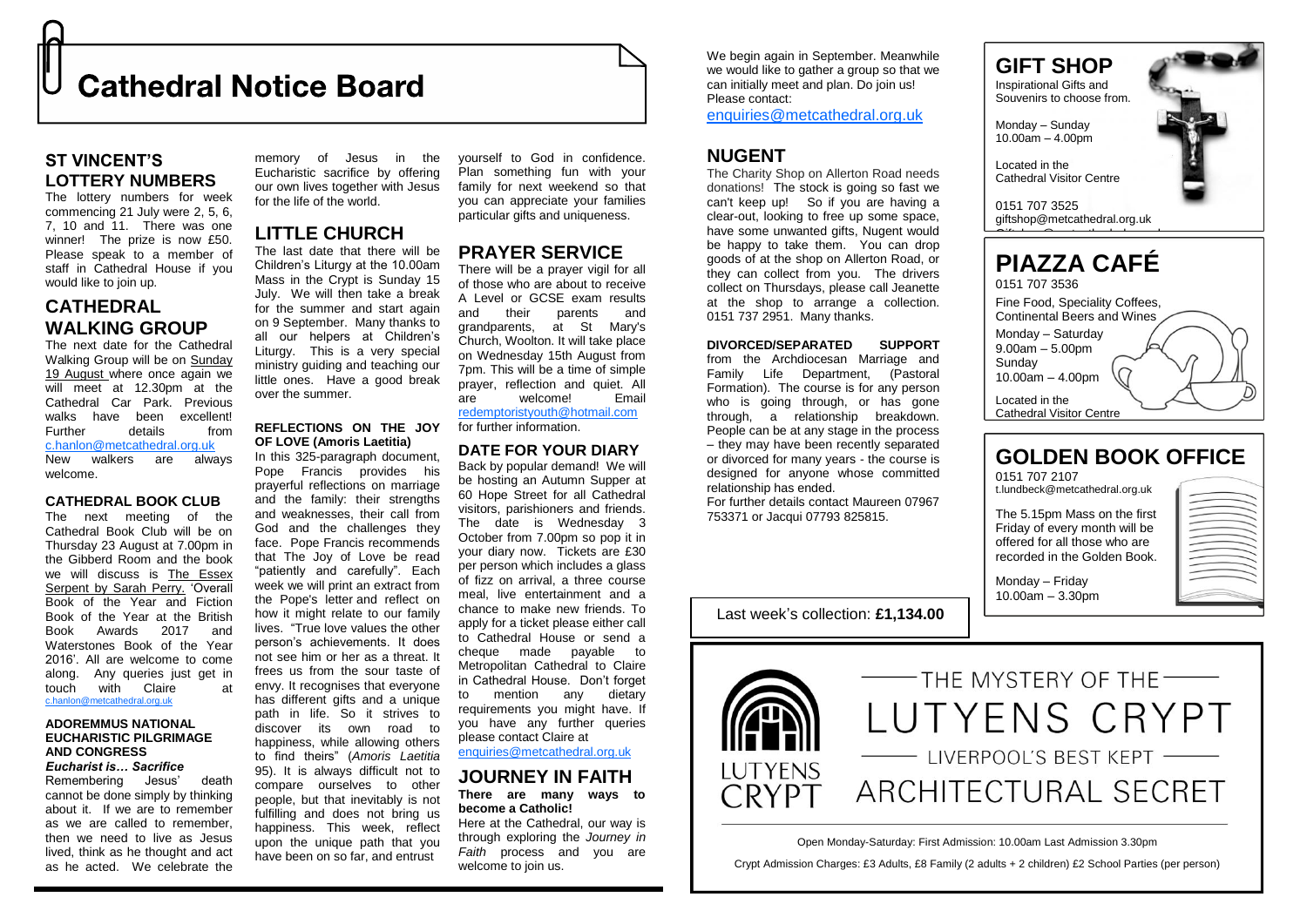# Cathedral Notice Board

## ST VINCENT'S LOTTERY NUMBERS

The lottery numbers for week commencing 21 July were 2, 5, 6, 7, 10 and 11. There was one winner! The prize is now £50. Please speak to a member of staff in Cathedral House if you would like to join up.

## CATHEDRAL WALKING GROUP

The next date for the Cathedral Walking Group will be on Sunday 19 August where once again we will meet at 12.30pm at the Cathedral Car Park. Previous walks have been excellent! Further details from c.hanlon@metcathedral.org.uk New walkers are always welcome.

### CATHEDRAL BOOK CLUB

The next meeting of the Cathedral Book Club will be on Thursday 23 August at 7.00pm in the Gibberd Room and the book we will discuss is The Essex Serpent by Sarah Perry. 'Overall Book of the Year and Fiction Book of the Year at the British Book Awards 2017 and Waterstones Book of the Year 2016'. All are welcome to come along. Any queries just get in touch with Claire at c.hanlon@metcathedral.org.uk

### ADOREMMUS NATIONAL EUCHARISTIC PILGRIMAGE AND CONGRESS

***Eucharist is… Sacrifice***

Remembering Jesus' death cannot be done simply by thinking about it. If we are to remember as we are called to remember, then we need to live as Jesus lived, think as he thought and act as he acted. We celebrate the memory of Jesus in the Eucharistic sacrifice by offering our own lives together with Jesus for the life of the world.

## LITTLE CHURCH

The last date that there will be Children's Liturgy at the 10.00am Mass in the Crypt is Sunday 15 July. We will then take a break for the summer and start again on 9 September. Many thanks to all our helpers at Children's Liturgy. This is a very special ministry guiding and teaching our little ones. Have a good break over the summer.

### REFLECTIONS ON THE JOY OF LOVE (Amoris Laetitia)

In this 325-paragraph document, Pope Francis provides his prayerful reflections on marriage and the family: their strengths and weaknesses, their call from God and the challenges they face. Pope Francis recommends that The Joy of Love be read "patiently and carefully". Each week we will print an extract from the Pope's letter and reflect on how it might relate to our family lives. "True love values the other person's achievements. It does not see him or her as a threat. It frees us from the sour taste of envy. It recognises that everyone has different gifts and a unique path in life. So it strives to discover its own road to happiness, while allowing others to find theirs" (*Amoris Laetitia* 95). It is always difficult not to compare ourselves to other people, but that inevitably is not fulfilling and does not bring us happiness. This week, reflect upon the unique path that you have been on so far, and entrust yourself to God in confidence. Plan something fun with your family for next weekend so that you can appreciate your families particular gifts and uniqueness.

## PRAYER SERVICE

There will be a prayer vigil for all of those who are about to receive A Level or GCSE exam results and their parents and grandparents, at St Mary's Church, Woolton. It will take place on Wednesday 15th August from 7pm. This will be a time of simple prayer, reflection and quiet. All are welcome! Email redemptoristyouth@hotmail.com for further information.

### DATE FOR YOUR DIARY

Back by popular demand! We will be hosting an Autumn Supper at 60 Hope Street for all Cathedral visitors, parishioners and friends. The date is Wednesday 3 October from 7.00pm so pop it in your diary now. Tickets are £30 per person which includes a glass of fizz on arrival, a three course meal, live entertainment and a chance to make new friends. To apply for a ticket please either call to Cathedral House or send a cheque made payable to Metropolitan Cathedral to Claire in Cathedral House. Don't forget to mention any dietary requirements you might have. If you have any further queries please contact Claire at enquiries@metcathedral.org.uk

## JOURNEY IN FAITH

**There are many ways to become a Catholic!**

Here at the Cathedral, our way is through exploring the *Journey in Faith* process and you are welcome to join us. We begin again in September. Meanwhile we would like to gather a group so that we can initially meet and plan. Do join us! Please contact: enquiries@metcathedral.org.uk

## NUGENT

The Charity Shop on Allerton Road needs donations! The stock is going so fast we can't keep up! So if you are having a clear-out, looking to free up some space, have some unwanted gifts, Nugent would be happy to take them. You can drop goods of at the shop on Allerton Road, or they can collect from you. The drivers collect on Thursdays, please call Jeanette at the shop to arrange a collection. 0151 737 2951. Many thanks.

**DIVORCED/SEPARATED SUPPORT** from the Archdiocesan Marriage and Family Life Department, (Pastoral Formation). The course is for any person who is going through, or has gone through, a relationship breakdown. People can be at any stage in the process – they may have been recently separated or divorced for many years - the course is designed for anyone whose committed relationship has ended.
For further details contact Maureen 07967 753371 or Jacqui 07793 825815.

Last week's collection: **£1,134.00**

## GIFT SHOP

Inspirational Gifts and Souvenirs to choose from.

Monday – Sunday
10.00am – 4.00pm

Located in the Cathedral Visitor Centre

0151 707 3525
giftshop@metcathedral.org.uk

## PIAZZA CAFÉ

0151 707 3536

Fine Food, Speciality Coffees, Continental Beers and Wines

Monday – Saturday
9.00am – 5.00pm
Sunday
10.00am – 4.00pm

Located in the Cathedral Visitor Centre

## GOLDEN BOOK OFFICE

0151 707 2107
t.lundbeck@metcathedral.org.uk

The 5.15pm Mass on the first Friday of every month will be offered for all those who are recorded in the Golden Book.

Monday – Friday
10.00am – 3.30pm

LUTYENS CRYPT

THE MYSTERY OF THE LUTYENS CRYPT — LIVERPOOL'S BEST KEPT — ARCHITECTURAL SECRET

Open Monday-Saturday: First Admission: 10.00am Last Admission 3.30pm

Crypt Admission Charges: £3 Adults, £8 Family (2 adults + 2 children) £2 School Parties (per person)